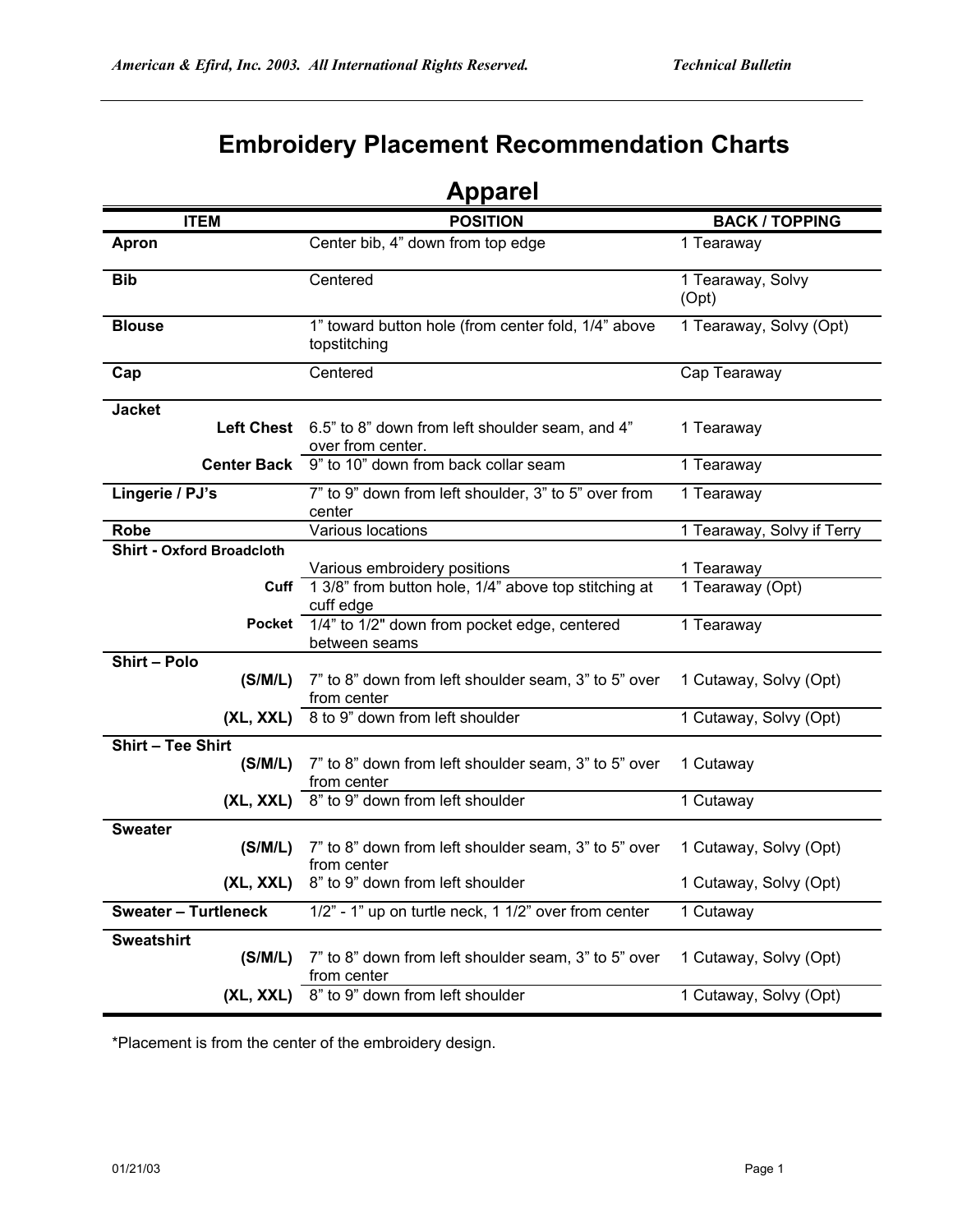# Embroidery Placement Recommendation Charts

## Apparel

| ITEM | POSITION | BACK / TOPPING |
|---|---|---|
| **Apron** | Center bib, 4" down from top edge | 1 Tearaway |
| **Bib** | Centered | 1 Tearaway, Solvy (Opt) |
| **Blouse** | 1" toward button hole (from center fold, 1/4" above topstitching | 1 Tearaway, Solvy (Opt) |
| **Cap** | Centered | Cap Tearaway |
| **Jacket** | | |
| **Left Chest** | 6.5" to 8" down from left shoulder seam, and 4" over from center. | 1 Tearaway |
| **Center Back** | 9" to 10" down from back collar seam | 1 Tearaway |
| **Lingerie / PJ's** | 7" to 9" down from left shoulder, 3" to 5" over from center | 1 Tearaway |
| **Robe** | Various locations | 1 Tearaway, Solvy if Terry |
| **Shirt - Oxford Broadcloth** | Various embroidery positions | 1 Tearaway |
| **Cuff** | 1 3/8" from button hole, 1/4" above top stitching at cuff edge | 1 Tearaway (Opt) |
| **Pocket** | 1/4" to 1/2" down from pocket edge, centered between seams | 1 Tearaway |
| **Shirt – Polo** | | |
| **(S/M/L)** | 7" to 8" down from left shoulder seam, 3" to 5" over from center | 1 Cutaway, Solvy (Opt) |
| **(XL, XXL)** | 8 to 9" down from left shoulder | 1 Cutaway, Solvy (Opt) |
| **Shirt – Tee Shirt** | | |
| **(S/M/L)** | 7" to 8" down from left shoulder seam, 3" to 5" over from center | 1 Cutaway |
| **(XL, XXL)** | 8" to 9" down from left shoulder | 1 Cutaway |
| **Sweater** | | |
| **(S/M/L)** | 7" to 8" down from left shoulder seam, 3" to 5" over from center | 1 Cutaway, Solvy (Opt) |
| **(XL, XXL)** | 8" to 9" down from left shoulder | 1 Cutaway, Solvy (Opt) |
| **Sweater – Turtleneck** | 1/2" - 1" up on turtle neck, 1 1/2" over from center | 1 Cutaway |
| **Sweatshirt** | | |
| **(S/M/L)** | 7" to 8" down from left shoulder seam, 3" to 5" over from center | 1 Cutaway, Solvy (Opt) |
| **(XL, XXL)** | 8" to 9" down from left shoulder | 1 Cutaway, Solvy (Opt) |

*Placement is from the center of the embroidery design.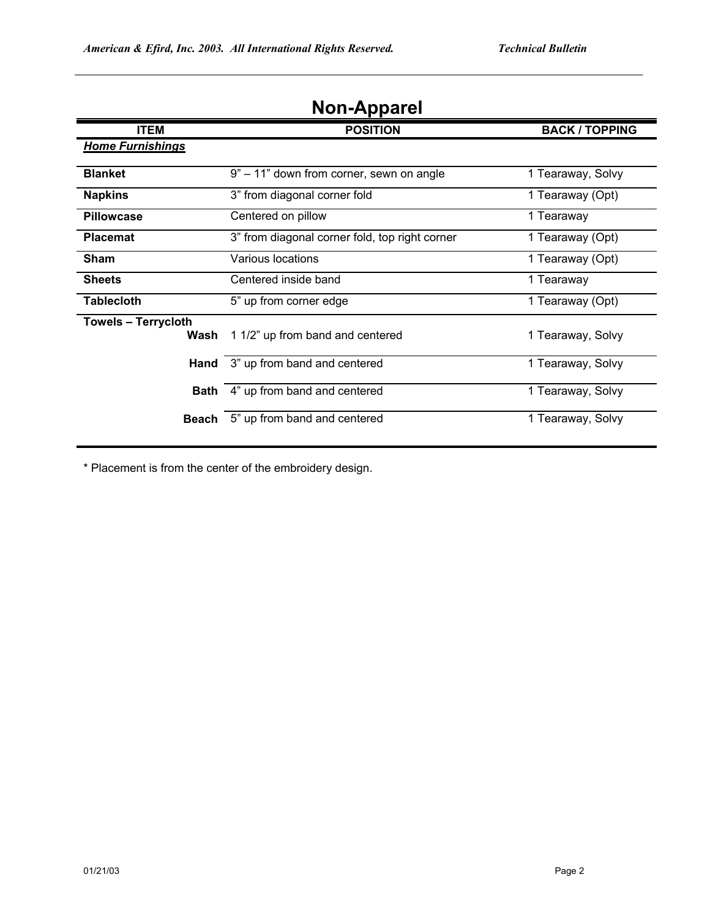## Non-Apparel

| ITEM | POSITION | BACK / TOPPING |
|---|---|---|
| ***Home Furnishings*** | | |
| **Blanket** | 9" – 11" down from corner, sewn on angle | 1 Tearaway, Solvy |
| **Napkins** | 3" from diagonal corner fold | 1 Tearaway (Opt) |
| **Pillowcase** | Centered on pillow | 1 Tearaway |
| **Placemat** | 3" from diagonal corner fold, top right corner | 1 Tearaway (Opt) |
| **Sham** | Various locations | 1 Tearaway (Opt) |
| **Sheets** | Centered inside band | 1 Tearaway |
| **Tablecloth** | 5" up from corner edge | 1 Tearaway (Opt) |
| **Towels – Terrycloth** | | |
| **Wash** | 1 1/2" up from band and centered | 1 Tearaway, Solvy |
| **Hand** | 3" up from band and centered | 1 Tearaway, Solvy |
| **Bath** | 4" up from band and centered | 1 Tearaway, Solvy |
| **Beach** | 5" up from band and centered | 1 Tearaway, Solvy |

* Placement is from the center of the embroidery design.